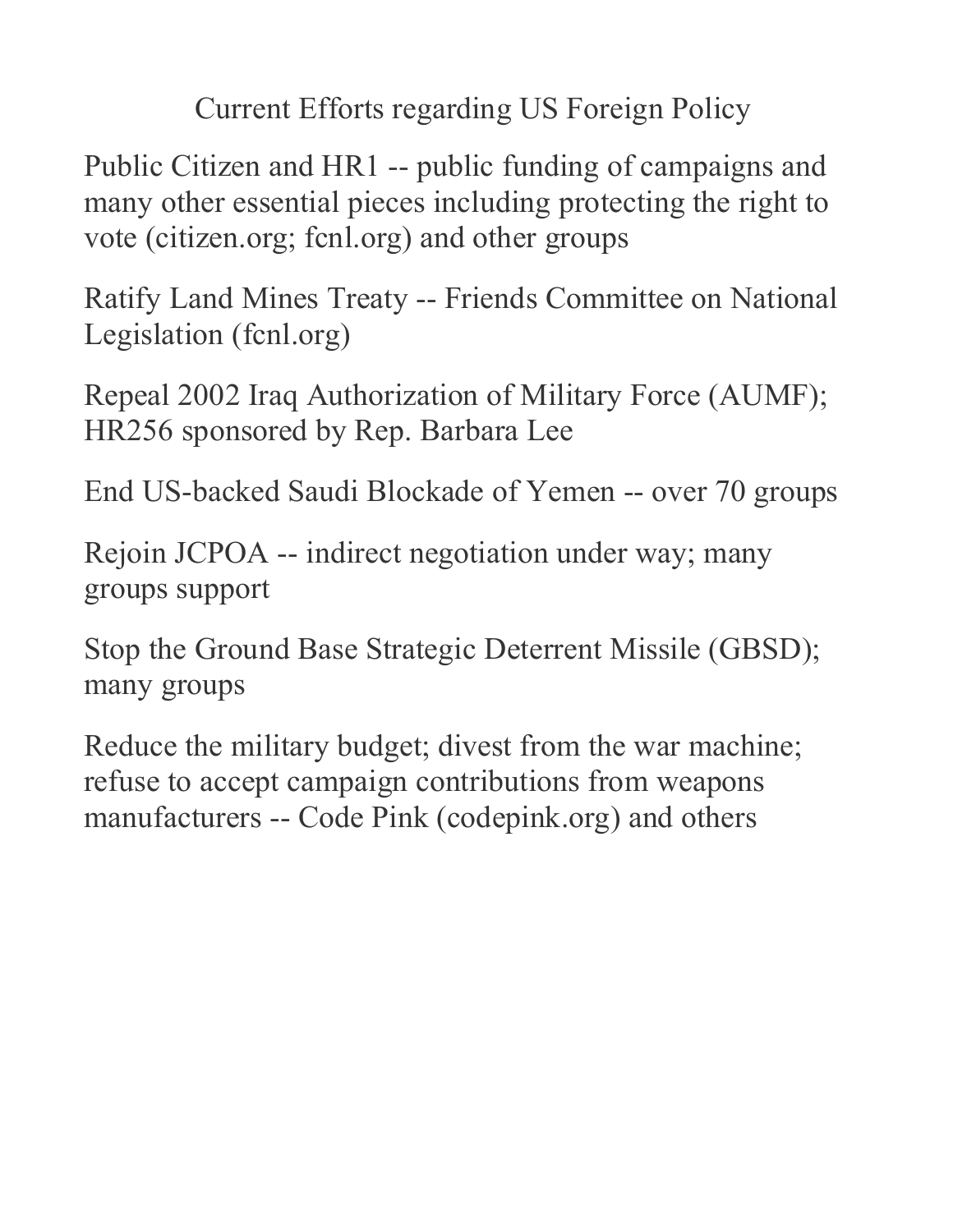# Current Efforts regarding US Foreign Policy

Public Citizen and HR1 -- public funding of campaigns and many other essential pieces including protecting the right to vote (citizen.org; fcnl.org) and other groups

Ratify Land Mines Treaty -- Friends Committee on National Legislation (fcnl.org)

Repeal 2002 Iraq Authorization of Military Force (AUMF); HR256 sponsored by Rep. Barbara Lee

End US-backed Saudi Blockade of Yemen -- over 70 groups

Rejoin JCPOA -- indirect negotiation under way; many groups support

Stop the Ground Base Strategic Deterrent Missile (GBSD); many groups

Reduce the military budget; divest from the war machine; refuse to accept campaign contributions from weapons manufacturers -- Code Pink (codepink.org) and others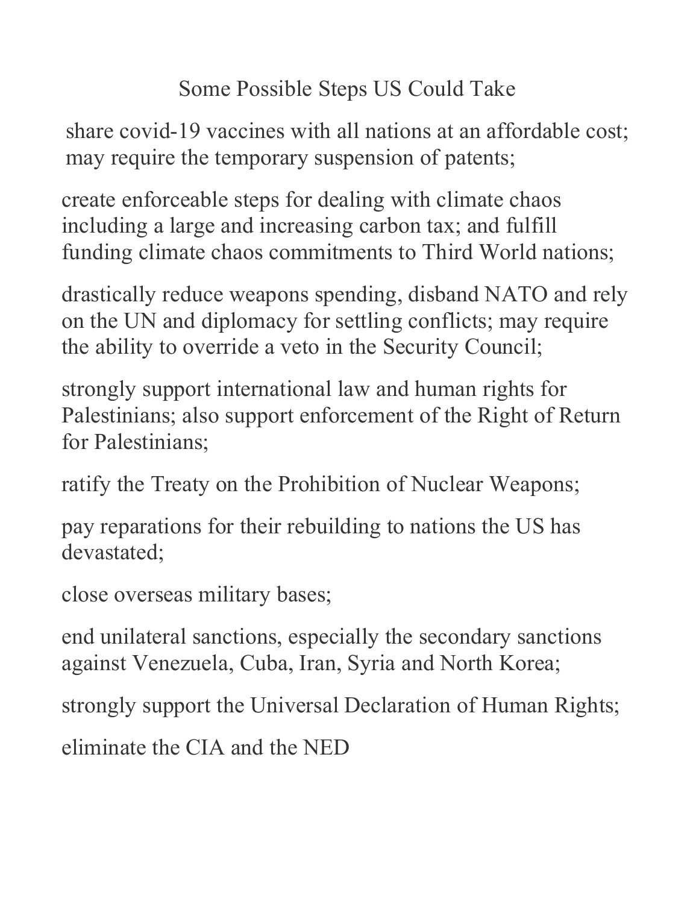# Some Possible Steps US Could Take

share covid-19 vaccines with all nations at an affordable cost; may require the temporary suspension of patents;

create enforceable steps for dealing with climate chaos including a large and increasing carbon tax; and fulfill funding climate chaos commitments to Third World nations;

drastically reduce weapons spending, disband NATO and rely on the UN and diplomacy for settling conflicts; may require the ability to override a veto in the Security Council;

strongly support international law and human rights for Palestinians; also support enforcement of the Right of Return for Palestinians;

ratify the Treaty on the Prohibition of Nuclear Weapons;

pay reparations for their rebuilding to nations the US has devastated;

close overseas military bases;

end unilateral sanctions, especially the secondary sanctions against Venezuela, Cuba, Iran, Syria and North Korea;

strongly support the Universal Declaration of Human Rights;

eliminate the CIA and the NED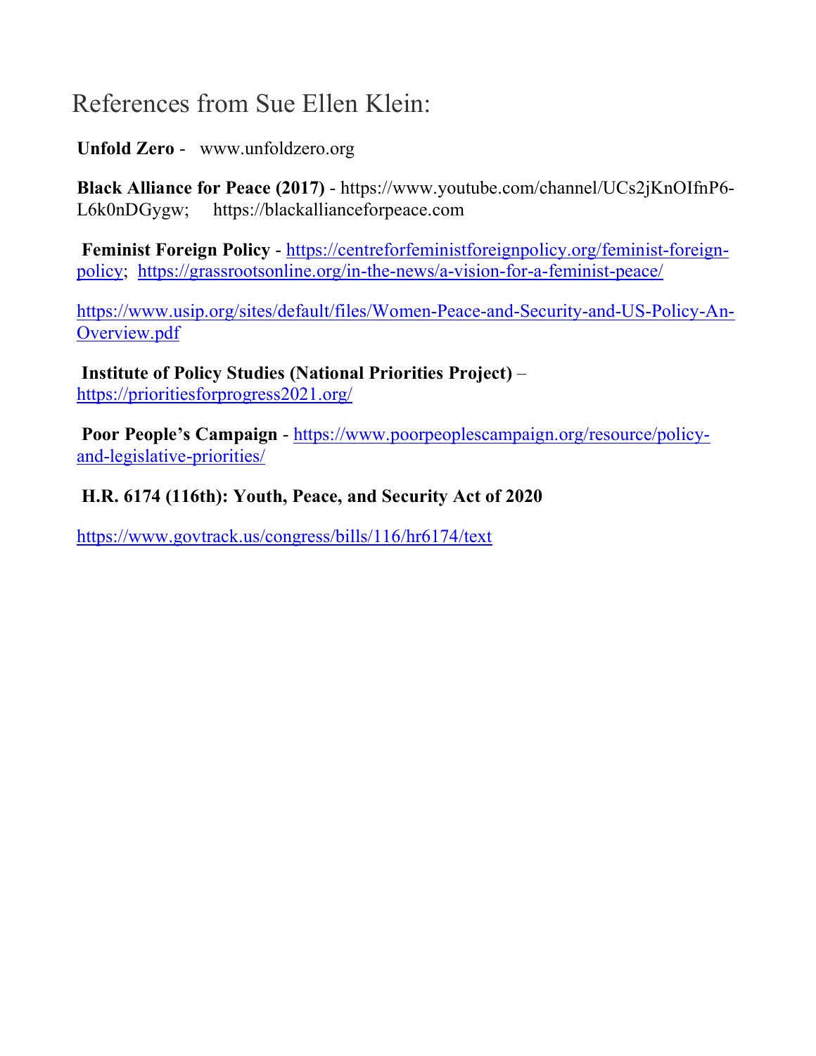# References from Sue Ellen Klein:

**Unfold Zero** - www.unfoldzero.org

**Black Alliance for Peace (2017)** - https://www.youtube.com/channel/UCs2jKnOIfnP6-L6k0nDGygw; https://blackallianceforpeace.com

**Feminist Foreign Policy** - https://centreforfeministforeignpolicy.org/feminist-foreign-policy; https://grassrootsonline.org/in-the-news/a-vision-for-a-feminist-peace/

https://www.usip.org/sites/default/files/Women-Peace-and-Security-and-US-Policy-An-Overview.pdf

**Institute of Policy Studies (National Priorities Project)** – https://prioritiesforprogress2021.org/

**Poor People's Campaign** - https://www.poorpeoplescampaign.org/resource/policy-and-legislative-priorities/

**H.R. 6174 (116th): Youth, Peace, and Security Act of 2020**

https://www.govtrack.us/congress/bills/116/hr6174/text